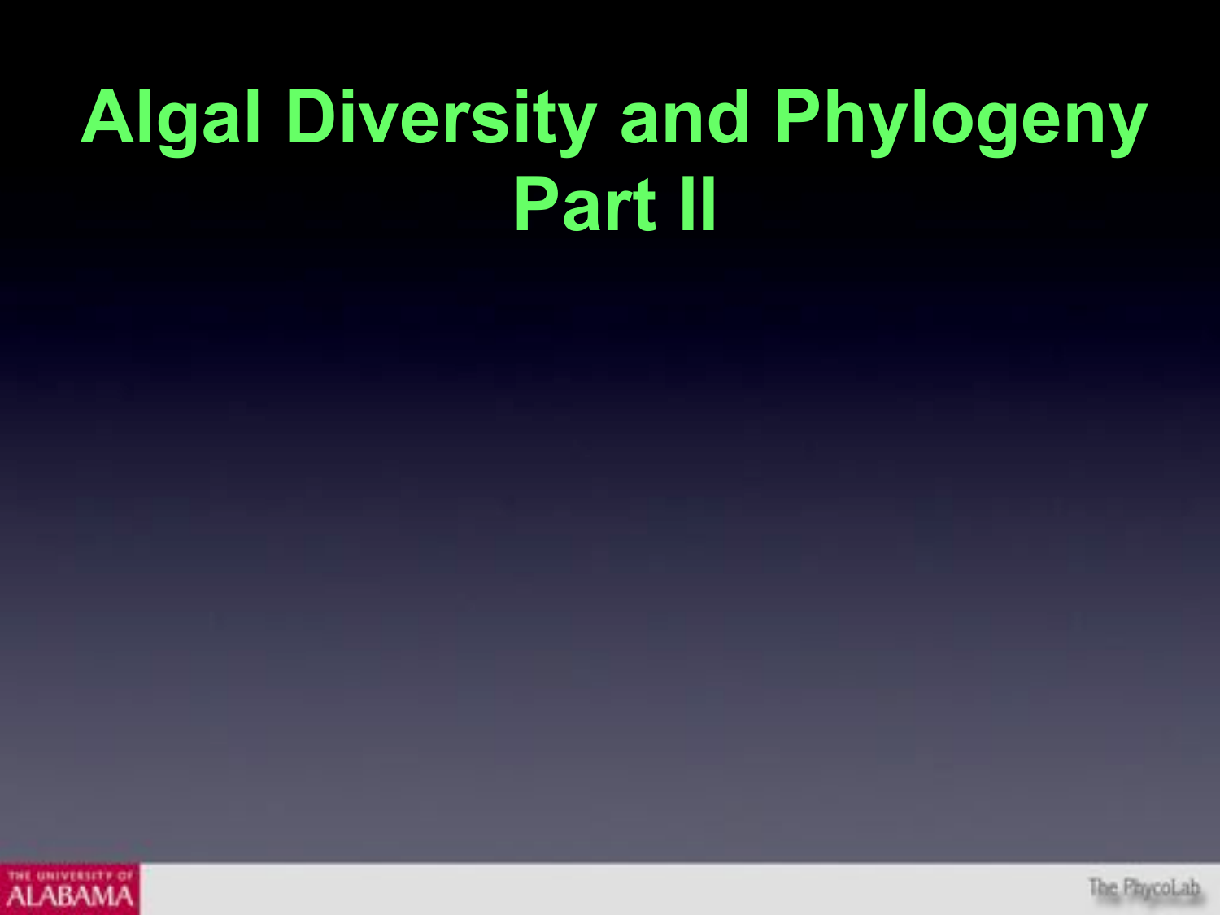# Algal Diversity and Phylogeny Part II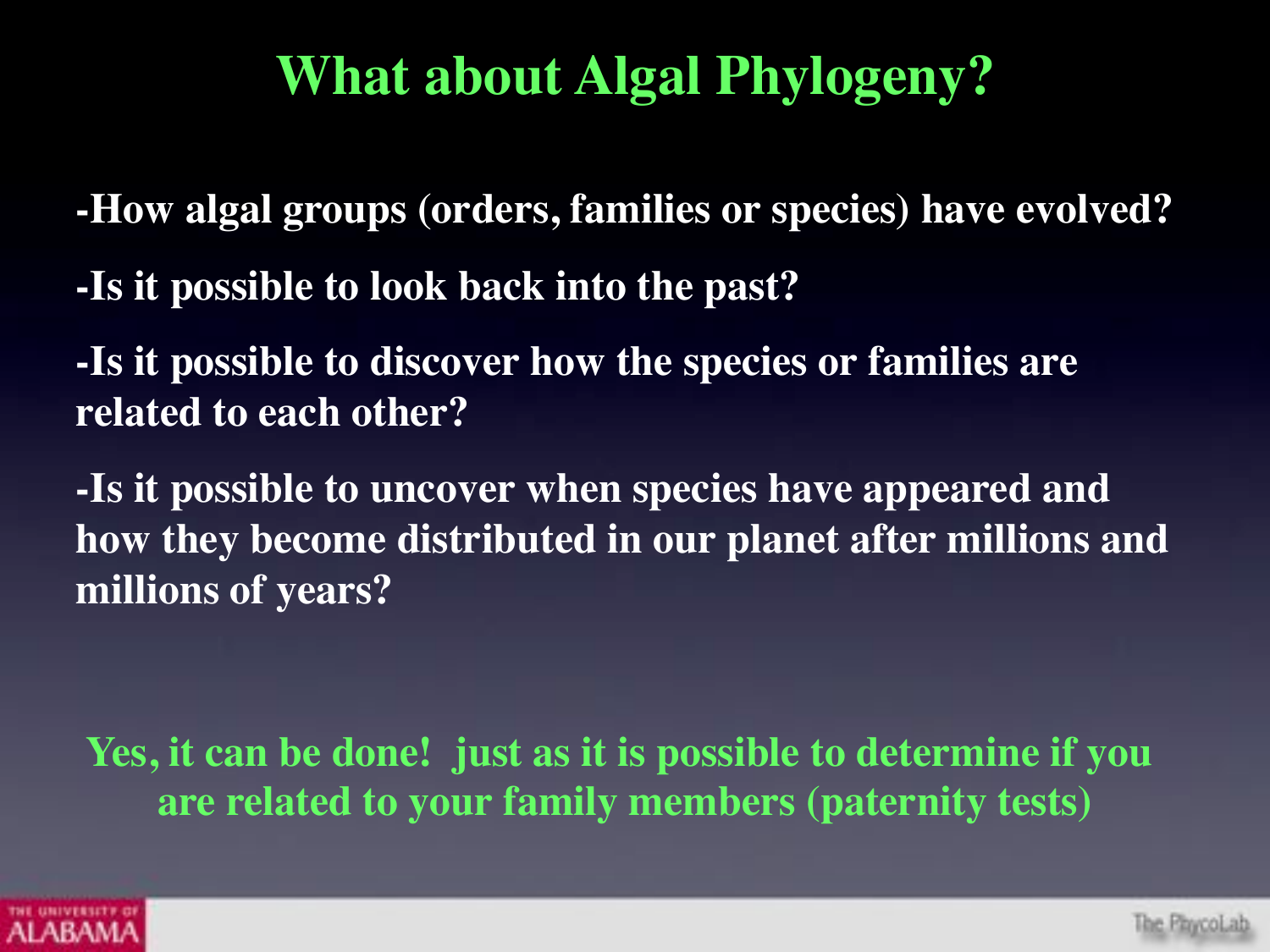# What about Algal Phylogeny?

-How algal groups (orders, families or species) have evolved?

-Is it possible to look back into the past?

-Is it possible to discover how the species or families are related to each other?

-Is it possible to uncover when species have appeared and how they become distributed in our planet after millions and millions of years?

**Yes, it can be done! just as it is possible to determine if you are related to your family members (paternity tests)**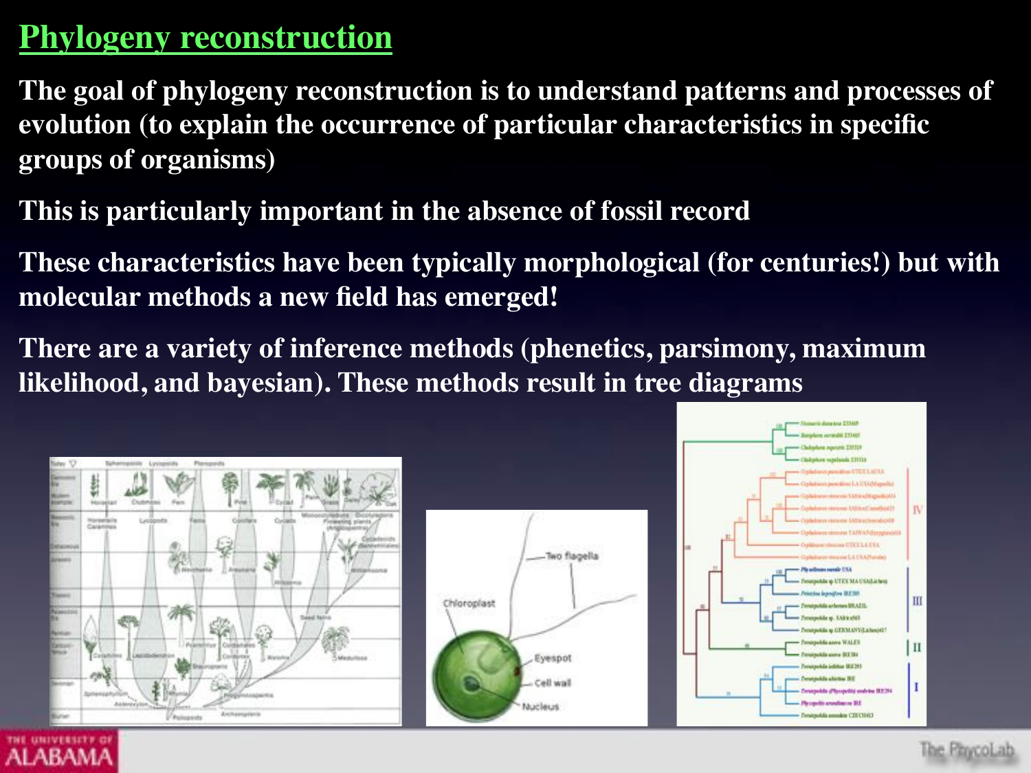# Phylogeny reconstruction

The goal of phylogeny reconstruction is to understand patterns and processes of evolution (to explain the occurrence of particular characteristics in specific groups of organisms)

This is particularly important in the absence of fossil record

These characteristics have been typically morphological (for centuries!) but with molecular methods a new field has emerged!

There are a variety of inference methods (phenetics, parsimony, maximum likelihood, and bayesian). These methods result in tree diagrams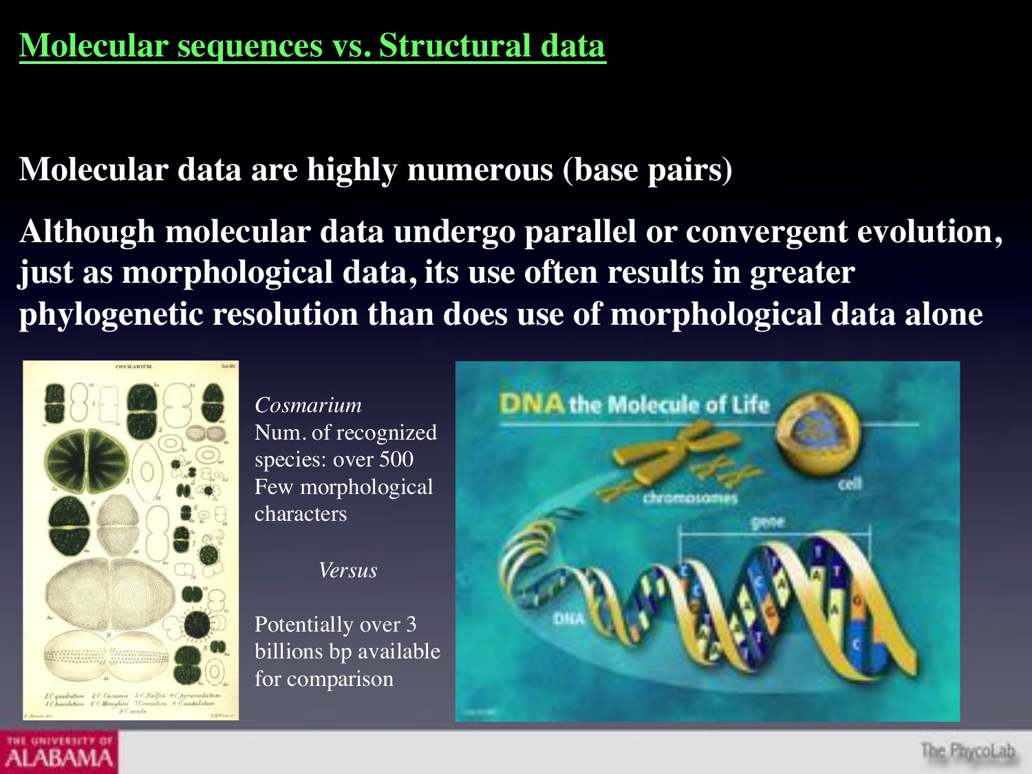# Molecular sequences vs. Structural data

**Molecular data are highly numerous (base pairs)**

**Although molecular data undergo parallel or convergent evolution, just as morphological data, its use often results in greater phylogenetic resolution than does use of morphological data alone**

*Cosmarium*
Num. of recognized species: over 500
Few morphological characters

*Versus*

Potentially over 3 billions bp available for comparison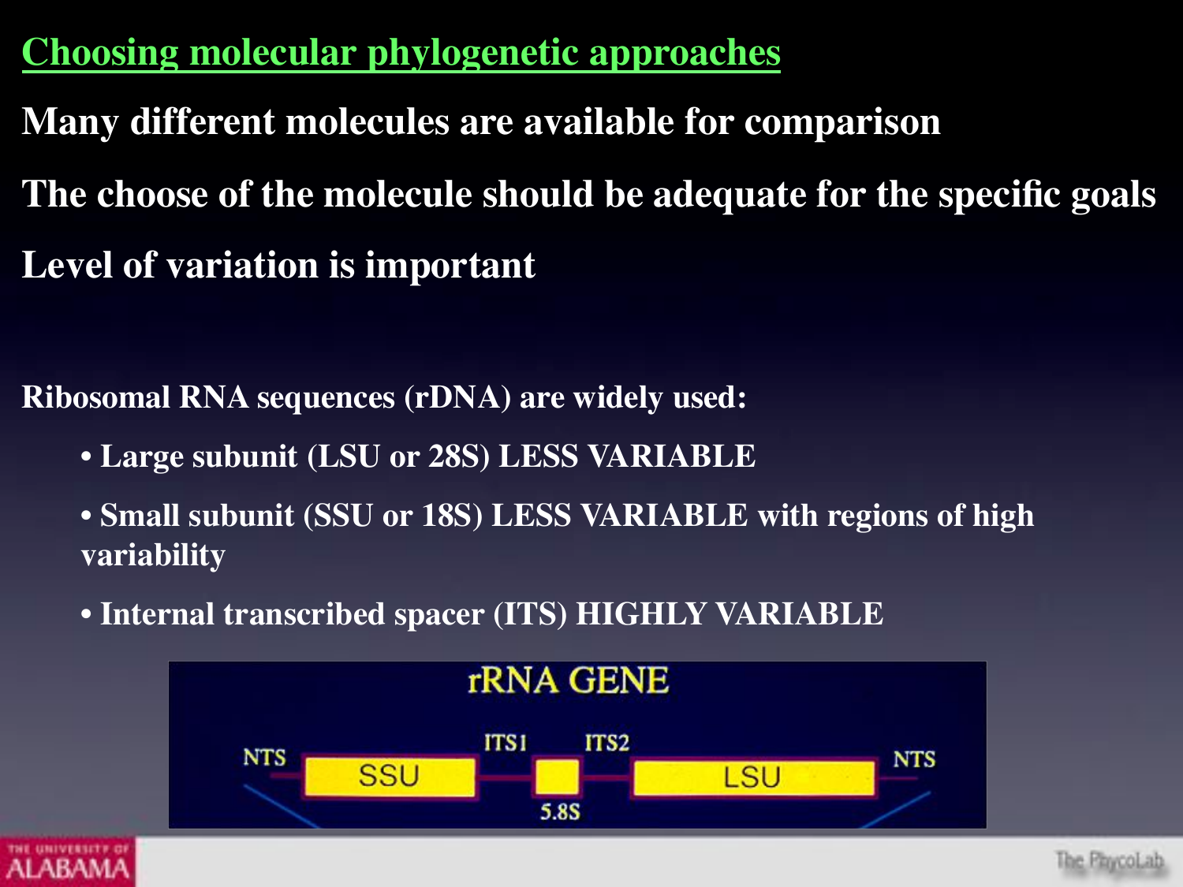## Choosing molecular phylogenetic approaches

**Many different molecules are available for comparison**

**The choose of the molecule should be adequate for the specific goals**

**Level of variation is important**

**Ribosomal RNA sequences (rDNA) are widely used:**

- **Large subunit (LSU or 28S) LESS VARIABLE**
- **Small subunit (SSU or 18S) LESS VARIABLE with regions of high variability**
- **Internal transcribed spacer (ITS) HIGHLY VARIABLE**

rRNA GENE

NTS — SSU — ITS1 — 5.8S — ITS2 — LSU — NTS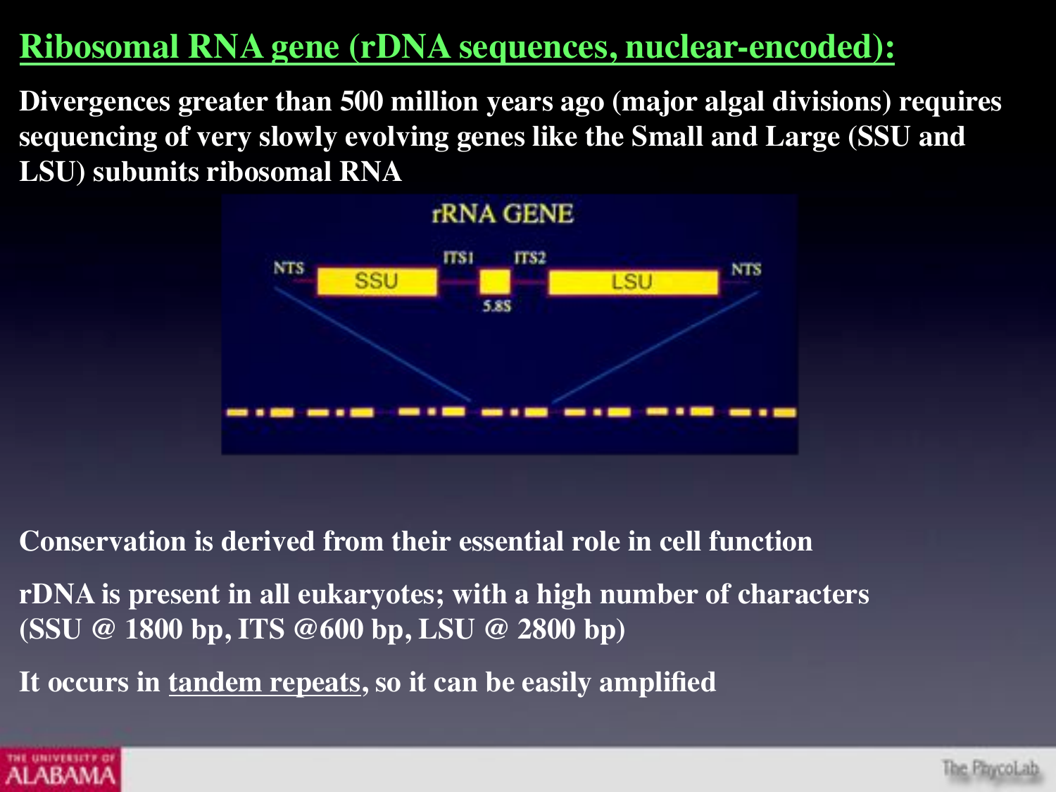## Ribosomal RNA gene (rDNA sequences, nuclear-encoded):

**Divergences greater than 500 million years ago (major algal divisions) requires sequencing of very slowly evolving genes like the Small and Large (SSU and LSU) subunits ribosomal RNA**

**Conservation is derived from their essential role in cell function**

**rDNA is present in all eukaryotes; with a high number of characters (SSU @ 1800 bp, ITS @600 bp, LSU @ 2800 bp)**

**It occurs in tandem repeats, so it can be easily amplified**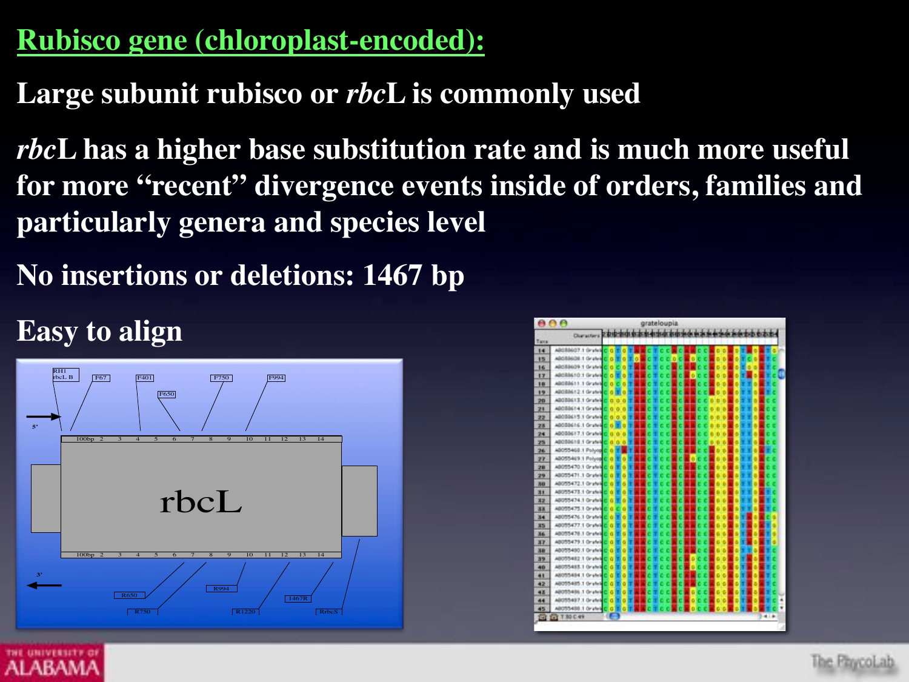## Rubisco gene (chloroplast-encoded):

**Large subunit rubisco or *rbc*L is commonly used**

***rbc*L has a higher base substitution rate and is much more useful for more "recent" divergence events inside of orders, families and particularly genera and species level**

**No insertions or deletions: 1467 bp**

**Easy to align**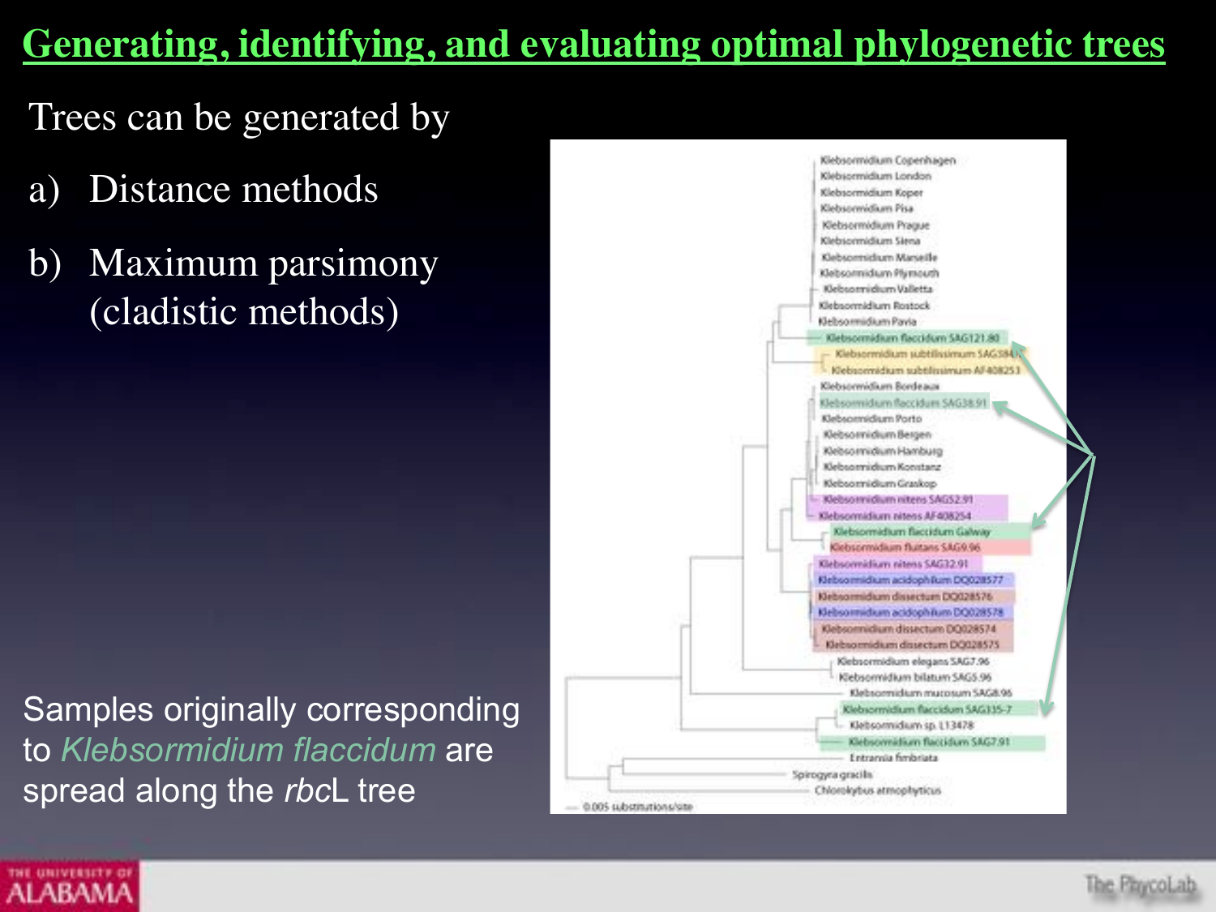# Generating, identifying, and evaluating optimal phylogenetic trees

Trees can be generated by

a) Distance methods

b) Maximum parsimony (cladistic methods)

Samples originally corresponding to *Klebsormidium flaccidum* are spread along the *rbc*L tree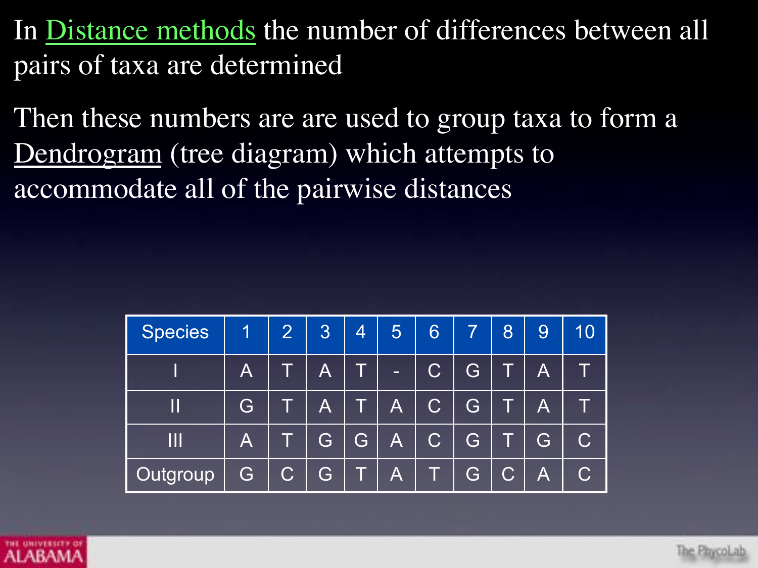In Distance methods the number of differences between all pairs of taxa are determined

Then these numbers are are used to group taxa to form a Dendrogram (tree diagram) which attempts to accommodate all of the pairwise distances

| Species | 1 | 2 | 3 | 4 | 5 | 6 | 7 | 8 | 9 | 10 |
|---|---|---|---|---|---|---|---|---|---|---|
| I | A | T | A | T | - | C | G | T | A | T |
| II | G | T | A | T | A | C | G | T | A | T |
| III | A | T | G | G | A | C | G | T | G | C |
| Outgroup | G | C | G | T | A | T | G | C | A | C |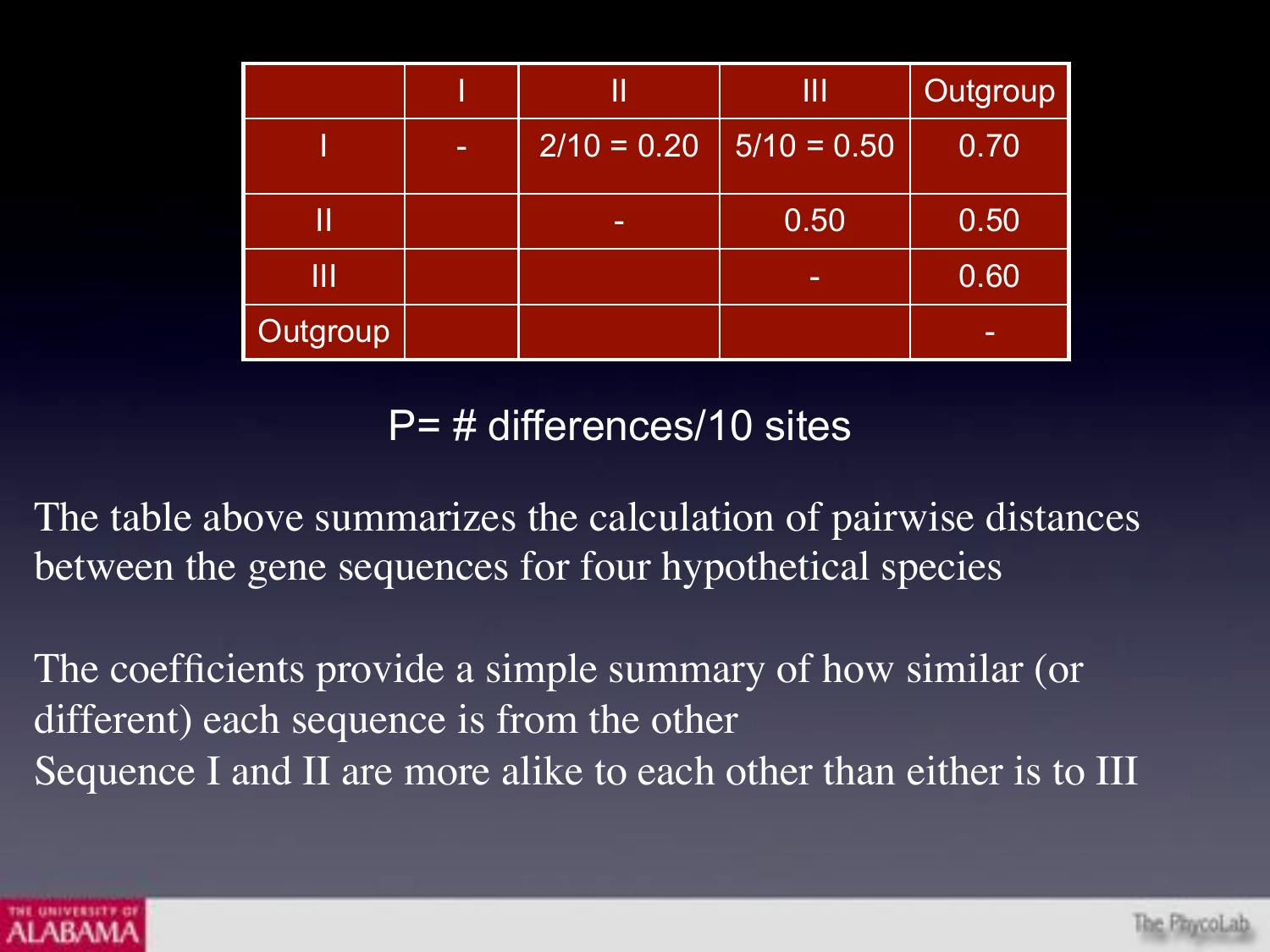|  | I | II | III | Outgroup |
|---|---|---|---|---|
| I | - | 2/10 = 0.20 | 5/10 = 0.50 | 0.70 |
| II |  | - | 0.50 | 0.50 |
| III |  |  | - | 0.60 |
| Outgroup |  |  |  | - |

P= # differences/10 sites

The table above summarizes the calculation of pairwise distances between the gene sequences for four hypothetical species

The coefficients provide a simple summary of how similar (or different) each sequence is from the other
Sequence I and II are more alike to each other than either is to III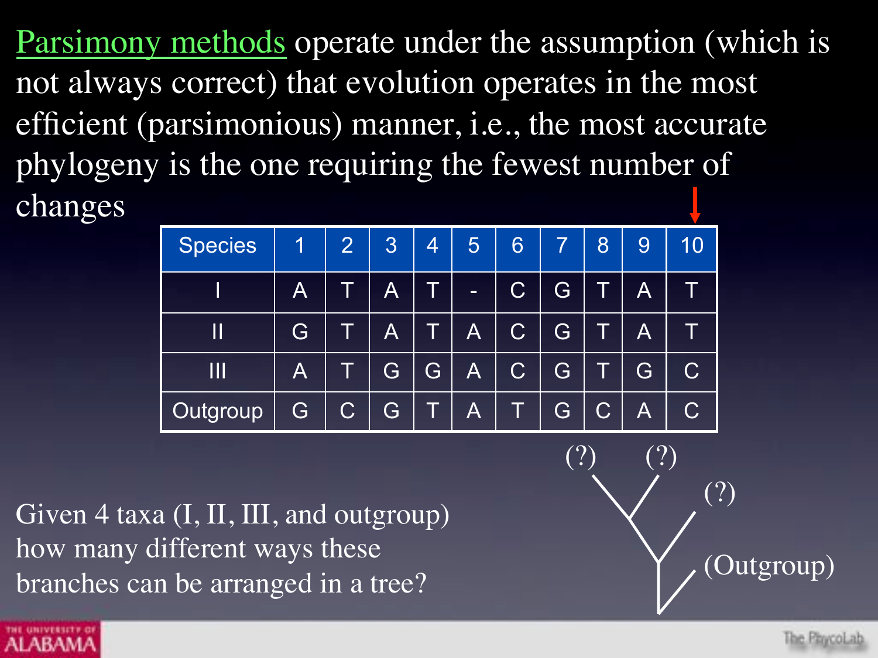Parsimony methods operate under the assumption (which is not always correct) that evolution operates in the most efficient (parsimonious) manner, i.e., the most accurate phylogeny is the one requiring the fewest number of changes

| Species | 1 | 2 | 3 | 4 | 5 | 6 | 7 | 8 | 9 | 10 |
|---|---|---|---|---|---|---|---|---|---|---|
| I | A | T | A | T | - | C | G | T | A | T |
| II | G | T | A | T | A | C | G | T | A | T |
| III | A | T | G | G | A | C | G | T | G | C |
| Outgroup | G | C | G | T | A | T | G | C | A | C |

Given 4 taxa (I, II, III, and outgroup) how many different ways these branches can be arranged in a tree?

(?) (?) (?) (Outgroup)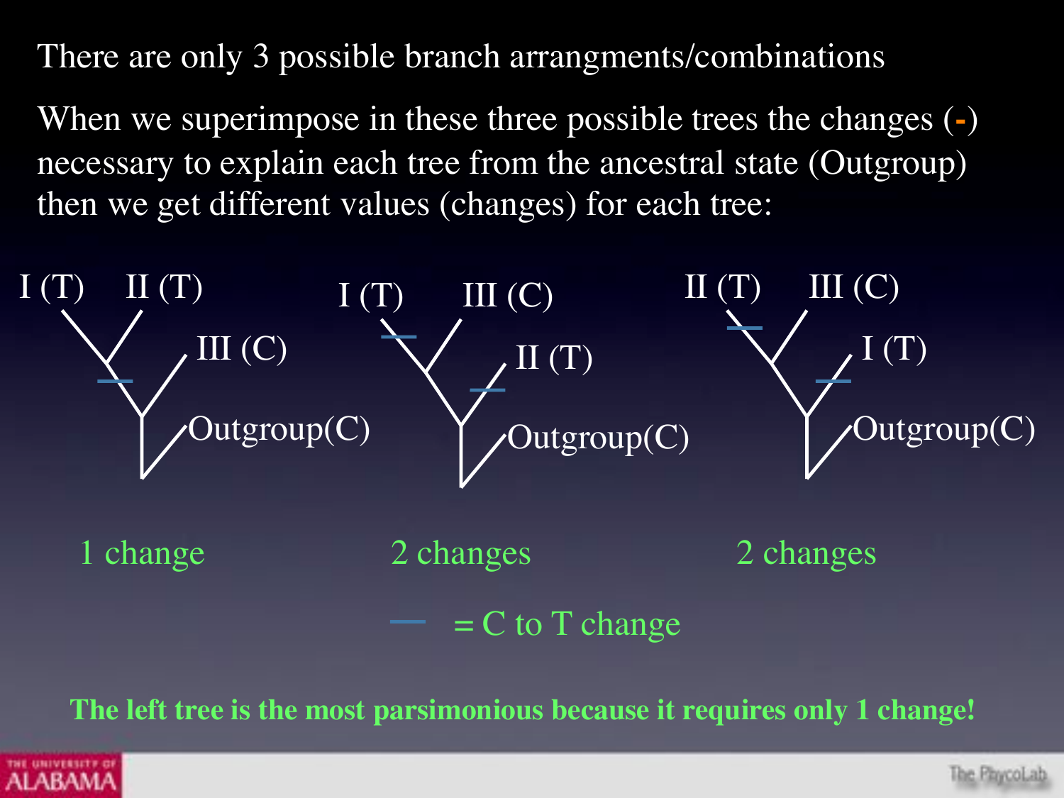There are only 3 possible branch arrangments/combinations

When we superimpose in these three possible trees the changes (-) necessary to explain each tree from the ancestral state (Outgroup) then we get different values (changes) for each tree:

I (T) II (T) III (C) Outgroup(C)

I (T) III (C) II (T) Outgroup(C)

II (T) III (C) I (T) Outgroup(C)

1 change

2 changes

2 changes

— = C to T change

**The left tree is the most parsimonious because it requires only 1 change!**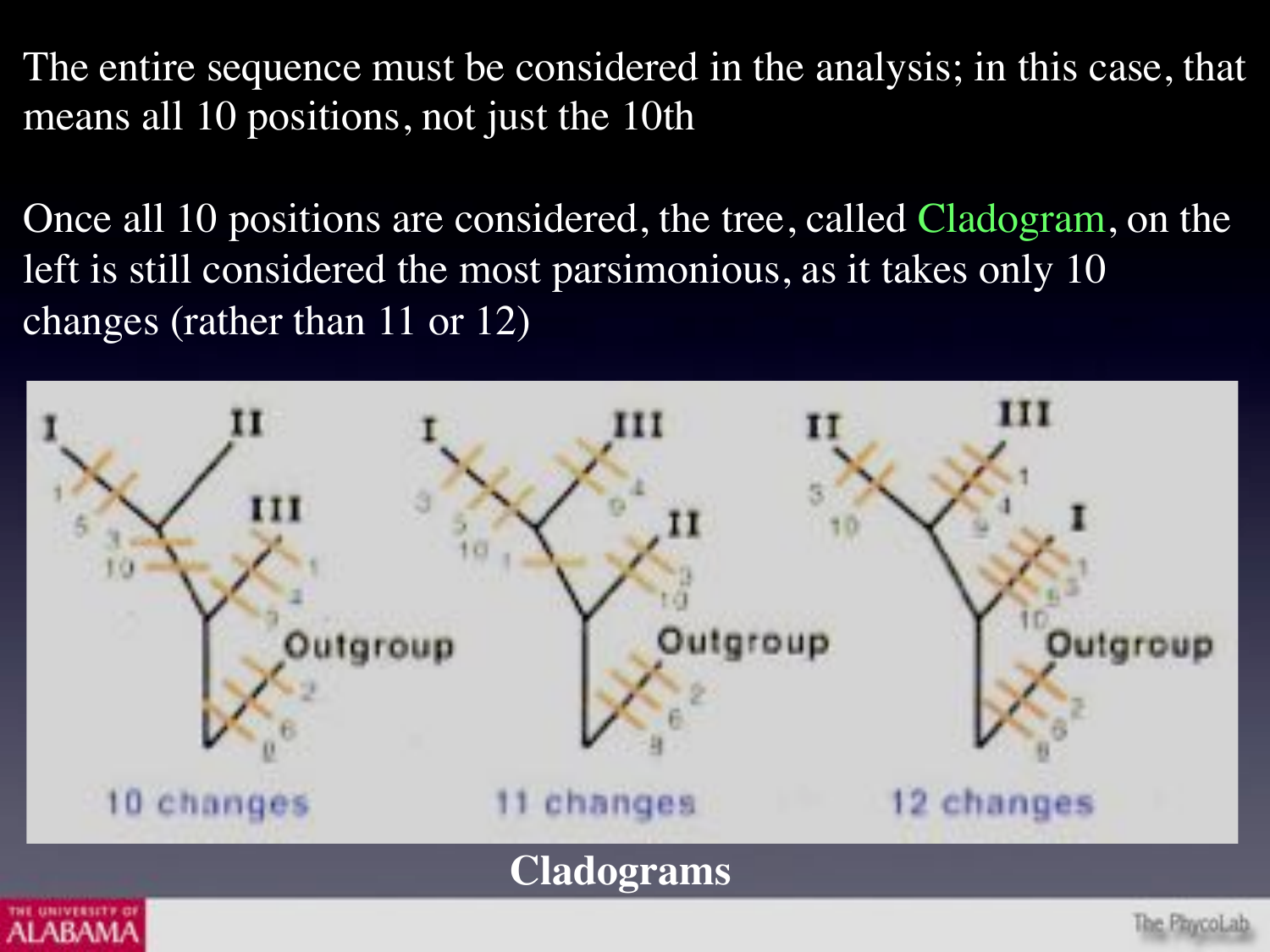The entire sequence must be considered in the analysis; in this case, that means all 10 positions, not just the 10th

Once all 10 positions are considered, the tree, called Cladogram, on the left is still considered the most parsimonious, as it takes only 10 changes (rather than 11 or 12)

10 changes

11 changes

12 changes

**Cladograms**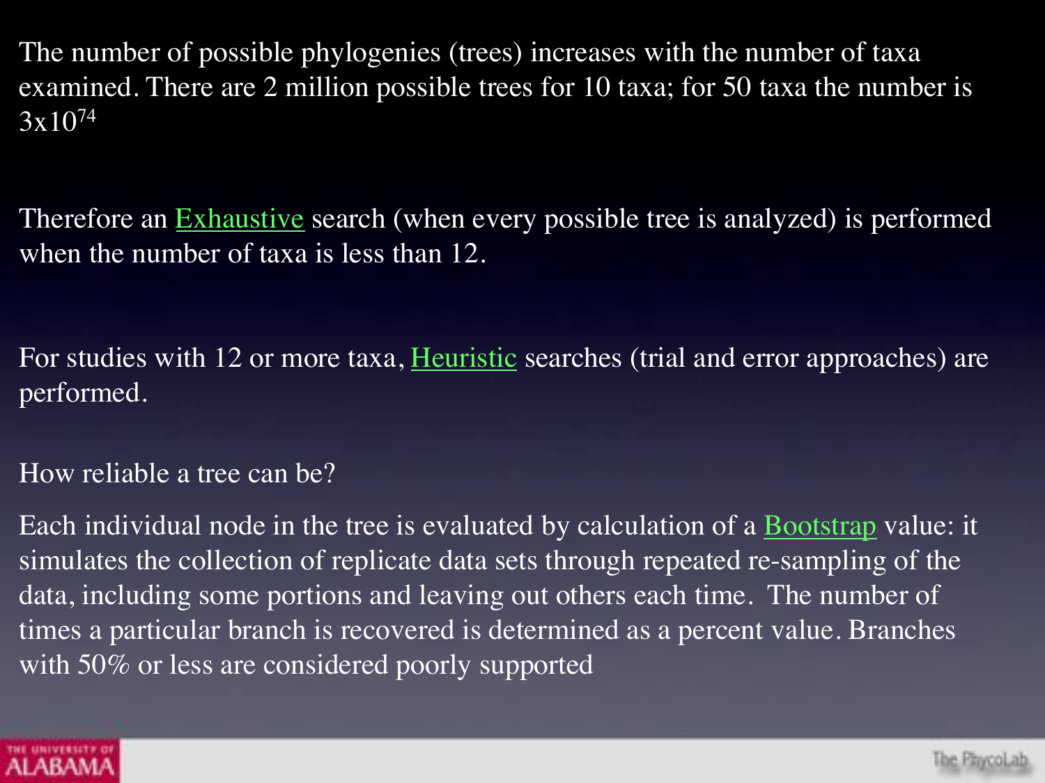The number of possible phylogenies (trees) increases with the number of taxa examined. There are 2 million possible trees for 10 taxa; for 50 taxa the number is $3 \times 10^{74}$

Therefore an Exhaustive search (when every possible tree is analyzed) is performed when the number of taxa is less than 12.

For studies with 12 or more taxa, Heuristic searches (trial and error approaches) are performed.

How reliable a tree can be?

Each individual node in the tree is evaluated by calculation of a Bootstrap value: it simulates the collection of replicate data sets through repeated re-sampling of the data, including some portions and leaving out others each time. The number of times a particular branch is recovered is determined as a percent value. Branches with 50% or less are considered poorly supported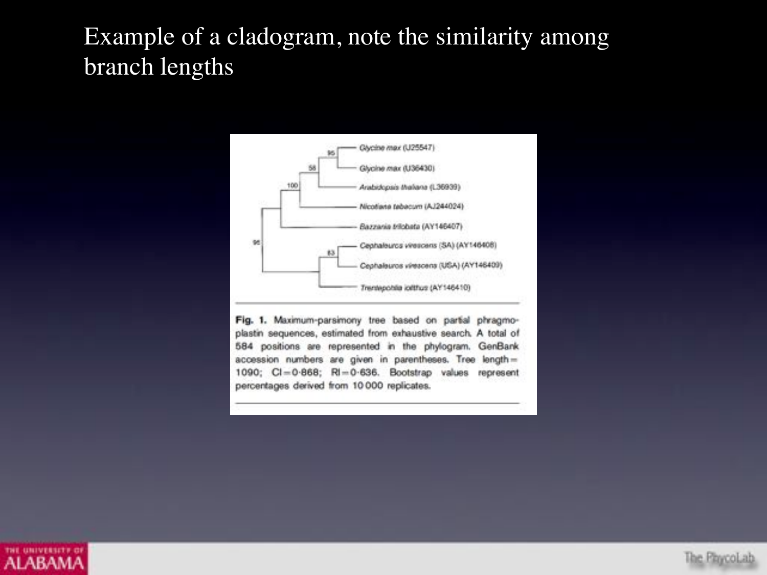Example of a cladogram, note the similarity among branch lengths

Fig. 1. Maximum-parsimony tree based on partial phragmoplastin sequences, estimated from exhaustive search. A total of 584 positions are represented in the phylogram. GenBank accession numbers are given in parentheses. Tree length = 1090; CI = 0·868; RI = 0·636. Bootstrap values represent percentages derived from 10 000 replicates.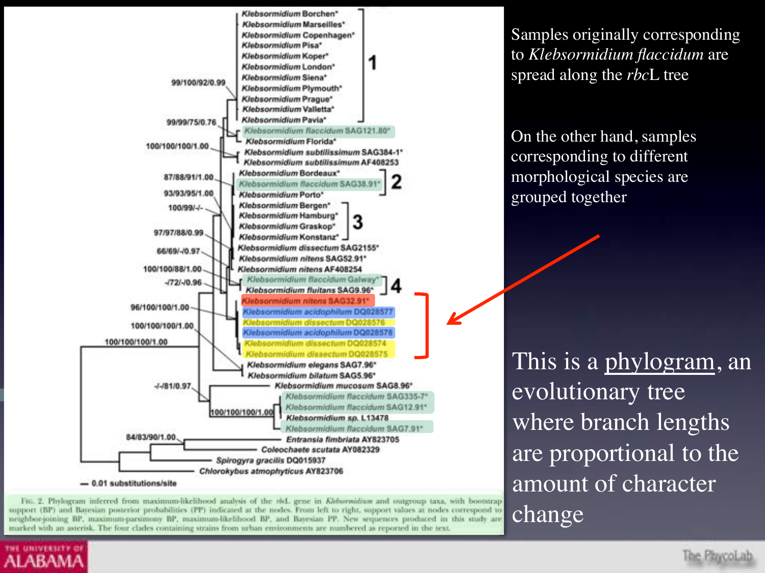Samples originally corresponding to *Klebsormidium flaccidum* are spread along the *rbc*L tree

On the other hand, samples corresponding to different morphological species are grouped together

This is a <u>phylogram</u>, an evolutionary tree where branch lengths are proportional to the amount of character change

FIG. 2. Phylogram inferred from maximum-likelihood analysis of the *rbc*L gene in *Klebsormidium* and outgroup taxa, with bootstrap support (BP) and Bayesian posterior probabilities (PP) indicated at the nodes. From left to right, support values at nodes correspond to neighbor-joining BP, maximum-parsimony BP, maximum-likelihood BP, and Bayesian PP. New sequences produced in this study are marked with an asterisk. The four clades containing strains from urban environments are numbered as reported in the text.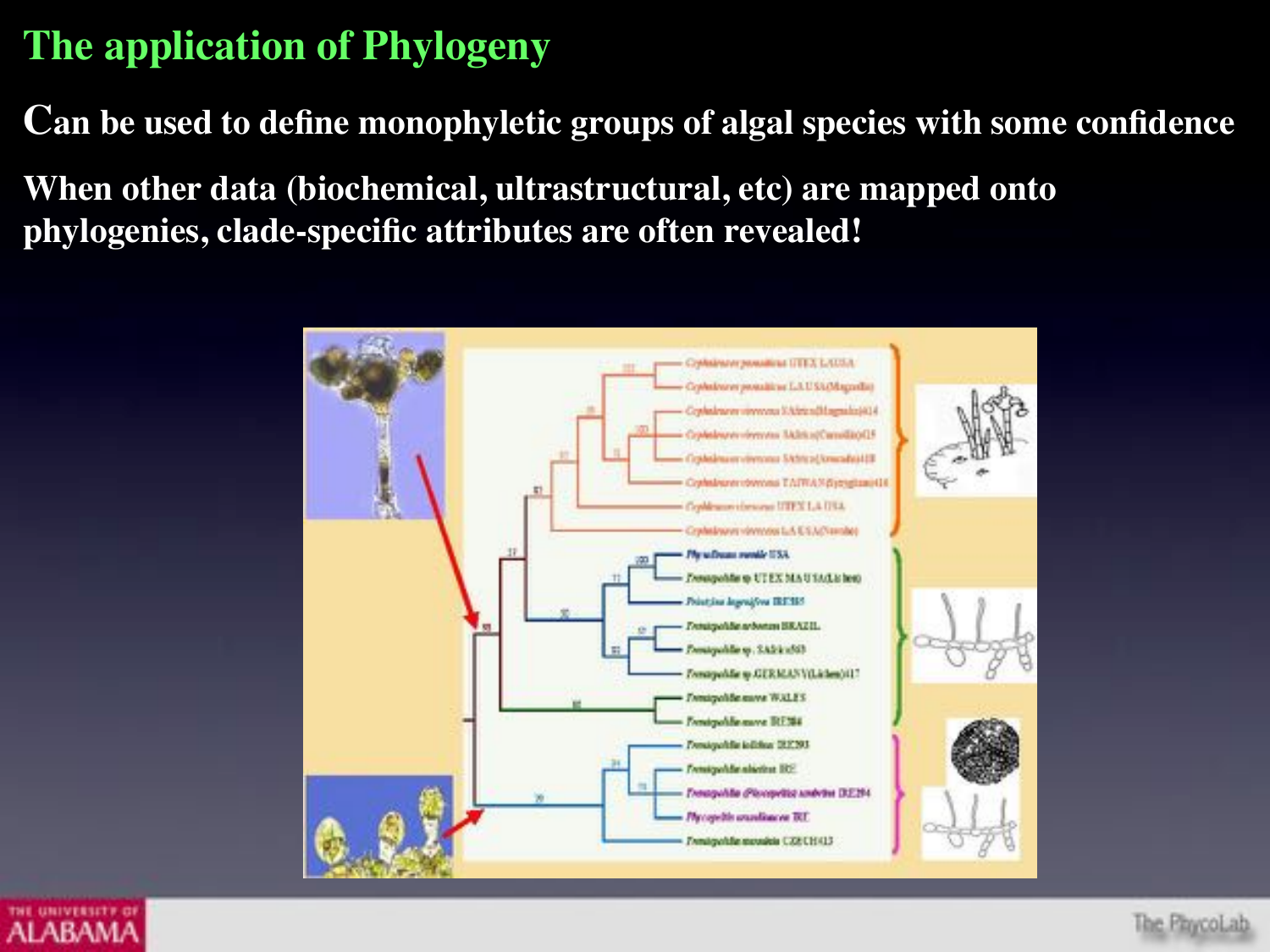# The application of Phylogeny

**Can be used to define monophyletic groups of algal species with some confidence**

**When other data (biochemical, ultrastructural, etc) are mapped onto phylogenies, clade-specific attributes are often revealed!**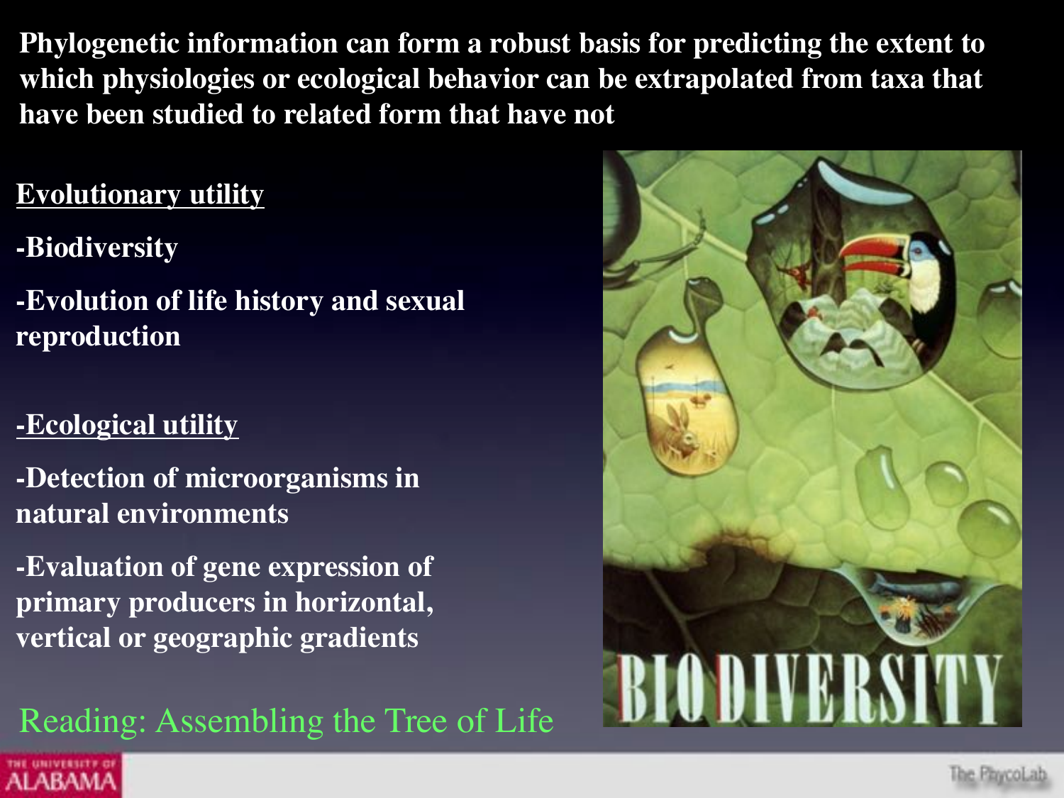**Phylogenetic information can form a robust basis for predicting the extent to which physiologies or ecological behavior can be extrapolated from taxa that have been studied to related form that have not**

**Evolutionary utility**

**-Biodiversity**

**-Evolution of life history and sexual reproduction**

**-Ecological utility**

**-Detection of microorganisms in natural environments**

**-Evaluation of gene expression of primary producers in horizontal, vertical or geographic gradients**

Reading: Assembling the Tree of Life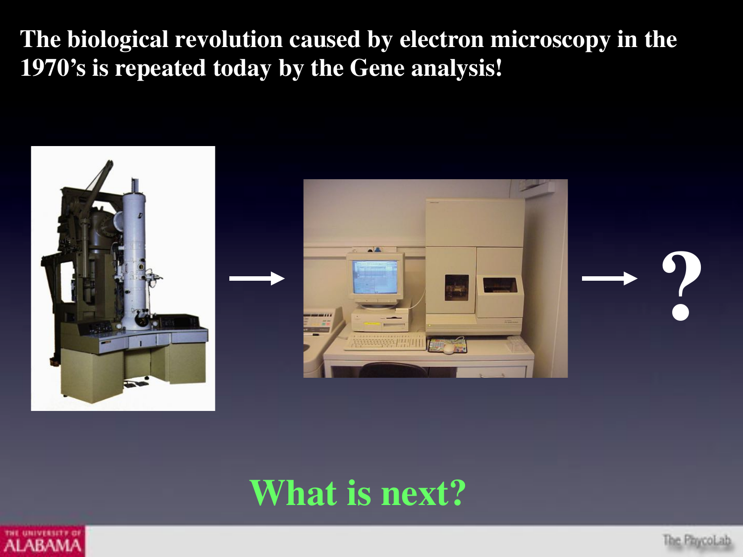**The biological revolution caused by electron microscopy in the 1970's is repeated today by the Gene analysis!**

→ ?

**What is next?**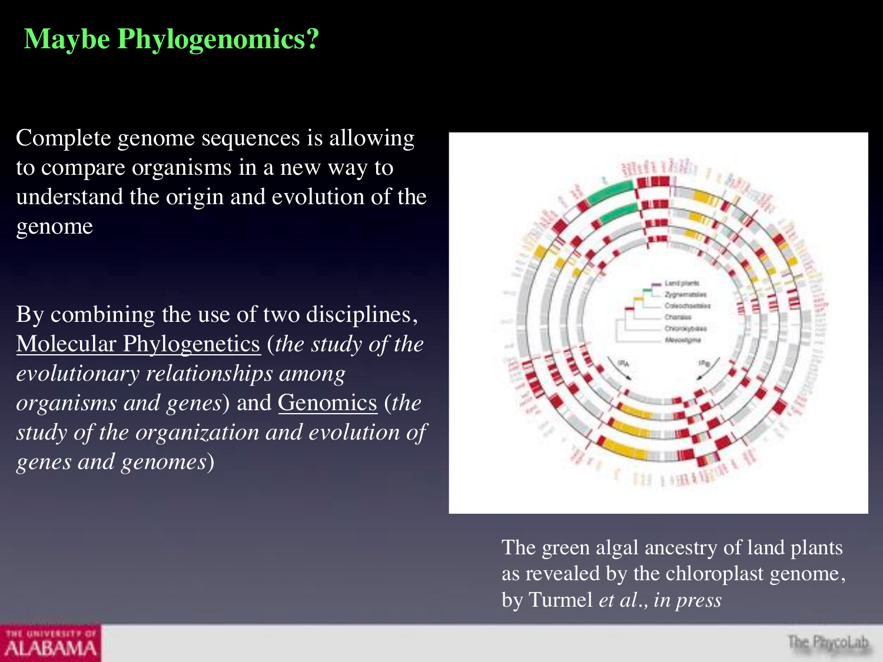# Maybe Phylogenomics?

Complete genome sequences is allowing to compare organisms in a new way to understand the origin and evolution of the genome

By combining the use of two disciplines, Molecular Phylogenetics (*the study of the evolutionary relationships among organisms and genes*) and Genomics (*the study of the organization and evolution of genes and genomes*)

Land plants
Zygnematales
Coleochaetales
Charales
Chlorokybales
Mesostigma
IRA
IRB

The green algal ancestry of land plants as revealed by the chloroplast genome, by Turmel *et al., in press*